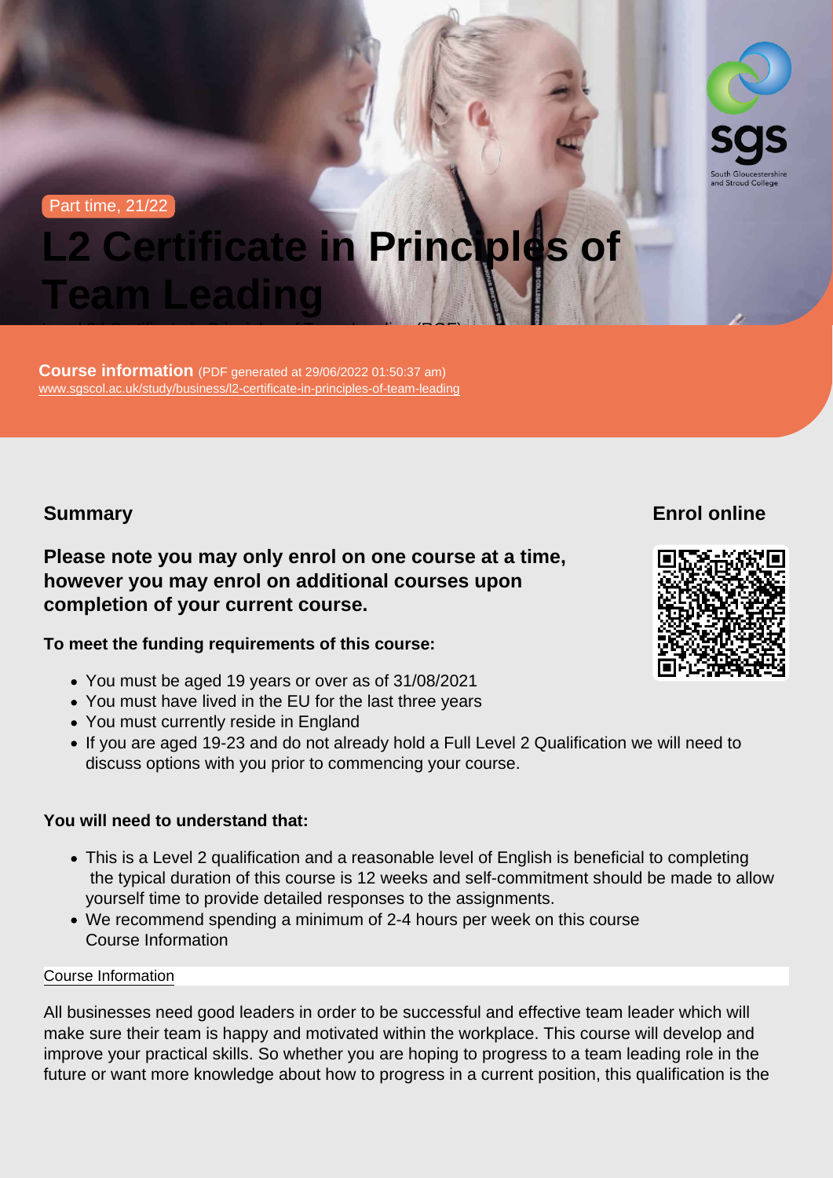Part time, 21/22

# L2 Certificate in Principles of Team Leading

**Course information** (PDF generated at 29/06/2022 01:50:37 am)
www.sgscol.ac.uk/study/business/l2-certificate-in-principles-of-team-leading

## Summary

### Please note you may only enrol on one course at a time, however you may enrol on additional courses upon completion of your current course.

**To meet the funding requirements of this course:**

- You must be aged 19 years or over as of 31/08/2021
- You must have lived in the EU for the last three years
- You must currently reside in England
- If you are aged 19-23 and do not already hold a Full Level 2 Qualification we will need to discuss options with you prior to commencing your course.

**You will need to understand that:**

- This is a Level 2 qualification and a reasonable level of English is beneficial to completing the typical duration of this course is 12 weeks and self-commitment should be made to allow yourself time to provide detailed responses to the assignments.
- We recommend spending a minimum of 2-4 hours per week on this course
  Course Information

## Enrol online

Course Information

All businesses need good leaders in order to be successful and effective team leader which will make sure their team is happy and motivated within the workplace. This course will develop and improve your practical skills. So whether you are hoping to progress to a team leading role in the future or want more knowledge about how to progress in a current position, this qualification is the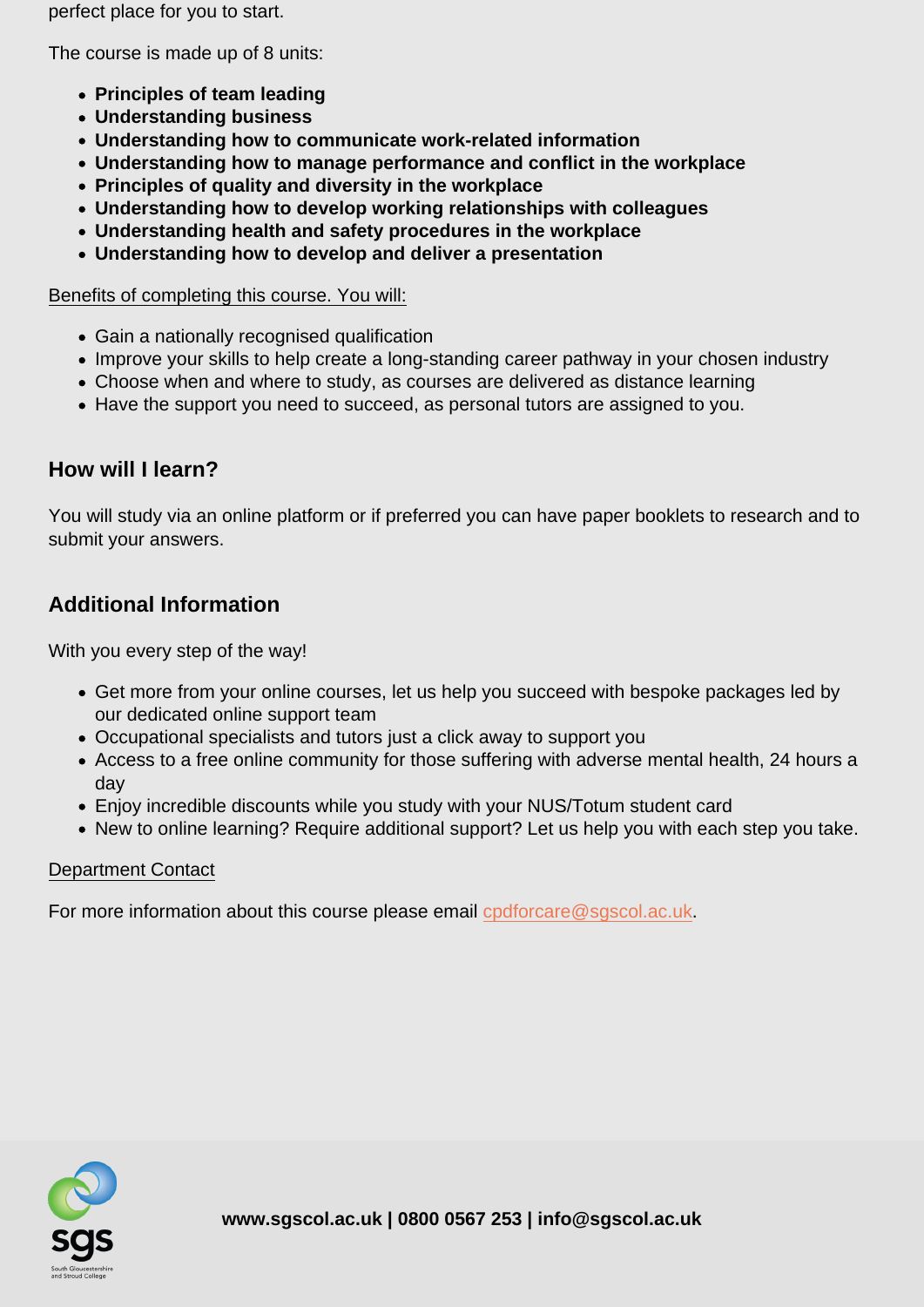perfect place for you to start.

The course is made up of 8 units:

- **Principles of team leading**
- **Understanding business**
- **Understanding how to communicate work-related information**
- **Understanding how to manage performance and conflict in the workplace**
- **Principles of quality and diversity in the workplace**
- **Understanding how to develop working relationships with colleagues**
- **Understanding health and safety procedures in the workplace**
- **Understanding how to develop and deliver a presentation**

Benefits of completing this course. You will:

- Gain a nationally recognised qualification
- Improve your skills to help create a long-standing career pathway in your chosen industry
- Choose when and where to study, as courses are delivered as distance learning
- Have the support you need to succeed, as personal tutors are assigned to you.

## How will I learn?

You will study via an online platform or if preferred you can have paper booklets to research and to submit your answers.

## Additional Information

With you every step of the way!

- Get more from your online courses, let us help you succeed with bespoke packages led by our dedicated online support team
- Occupational specialists and tutors just a click away to support you
- Access to a free online community for those suffering with adverse mental health, 24 hours a day
- Enjoy incredible discounts while you study with your NUS/Totum student card
- New to online learning? Require additional support? Let us help you with each step you take.

Department Contact

For more information about this course please email cpdforcare@sgscol.ac.uk.